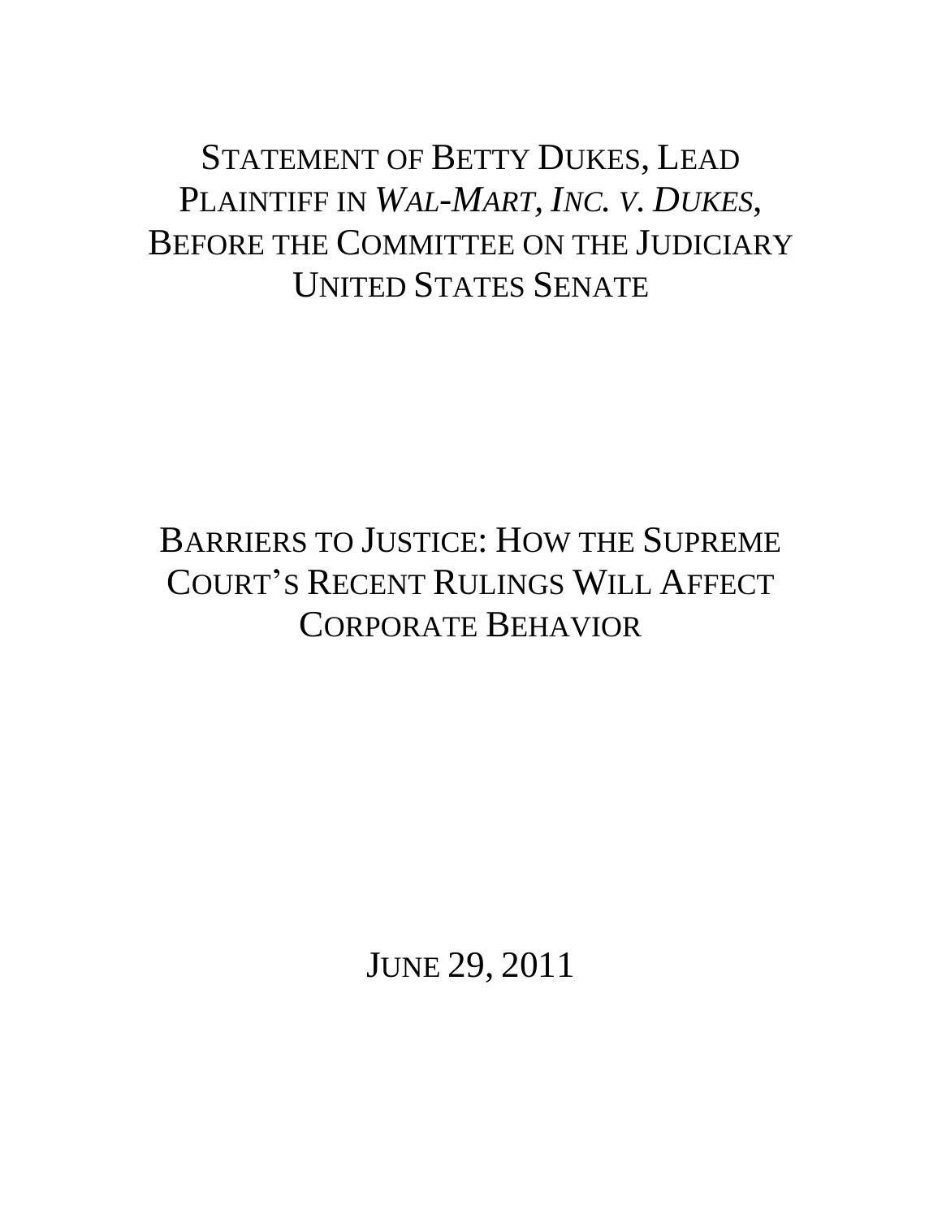# Statement of Betty Dukes, Lead Plaintiff in *Wal-Mart, Inc. v. Dukes*, Before the Committee on the Judiciary United States Senate

## Barriers to Justice: How the Supreme Court's Recent Rulings Will Affect Corporate Behavior

June 29, 2011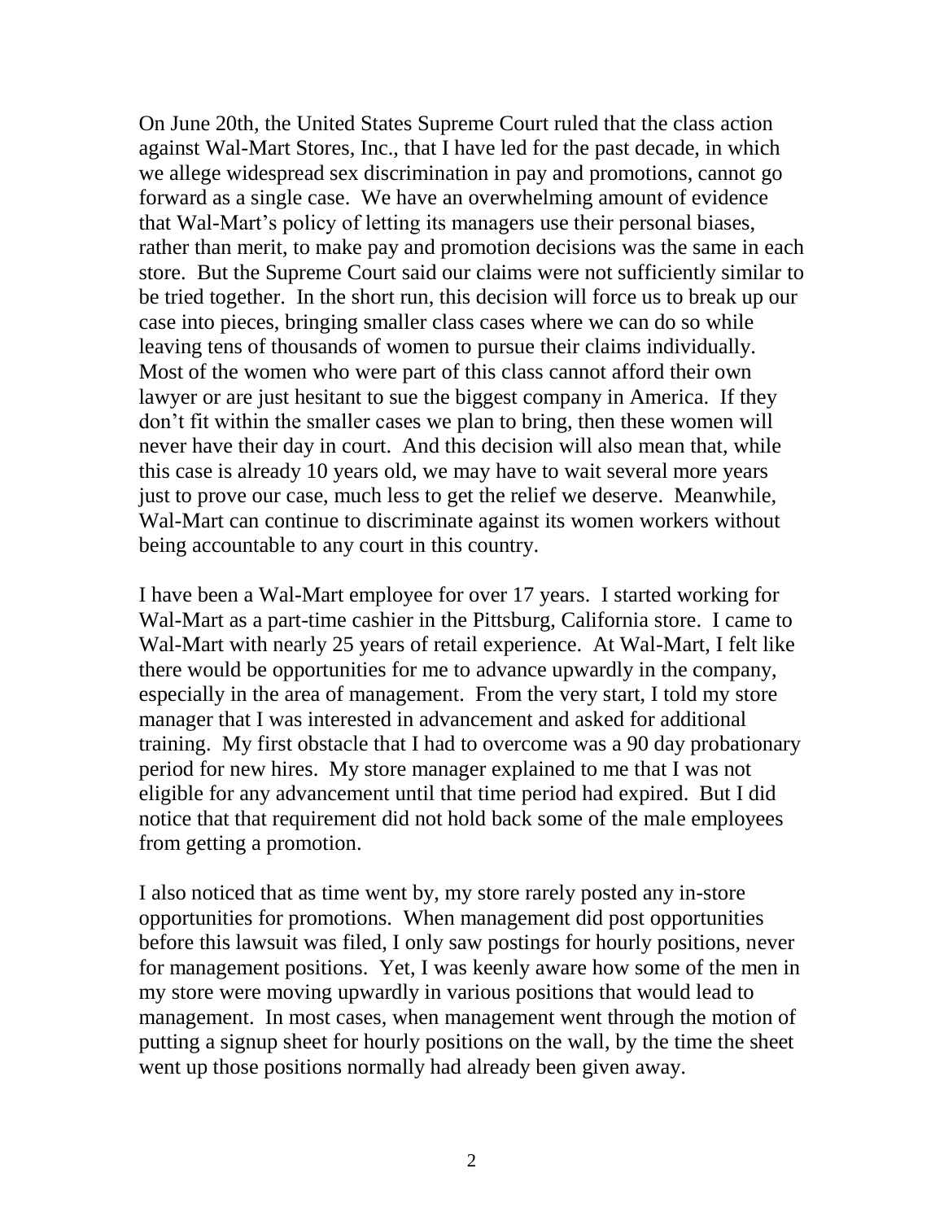On June 20th, the United States Supreme Court ruled that the class action against Wal-Mart Stores, Inc., that I have led for the past decade, in which we allege widespread sex discrimination in pay and promotions, cannot go forward as a single case. We have an overwhelming amount of evidence that Wal-Mart's policy of letting its managers use their personal biases, rather than merit, to make pay and promotion decisions was the same in each store. But the Supreme Court said our claims were not sufficiently similar to be tried together. In the short run, this decision will force us to break up our case into pieces, bringing smaller class cases where we can do so while leaving tens of thousands of women to pursue their claims individually. Most of the women who were part of this class cannot afford their own lawyer or are just hesitant to sue the biggest company in America. If they don't fit within the smaller cases we plan to bring, then these women will never have their day in court. And this decision will also mean that, while this case is already 10 years old, we may have to wait several more years just to prove our case, much less to get the relief we deserve. Meanwhile, Wal-Mart can continue to discriminate against its women workers without being accountable to any court in this country.

I have been a Wal-Mart employee for over 17 years. I started working for Wal-Mart as a part-time cashier in the Pittsburg, California store. I came to Wal-Mart with nearly 25 years of retail experience. At Wal-Mart, I felt like there would be opportunities for me to advance upwardly in the company, especially in the area of management. From the very start, I told my store manager that I was interested in advancement and asked for additional training. My first obstacle that I had to overcome was a 90 day probationary period for new hires. My store manager explained to me that I was not eligible for any advancement until that time period had expired. But I did notice that that requirement did not hold back some of the male employees from getting a promotion.

I also noticed that as time went by, my store rarely posted any in-store opportunities for promotions. When management did post opportunities before this lawsuit was filed, I only saw postings for hourly positions, never for management positions. Yet, I was keenly aware how some of the men in my store were moving upwardly in various positions that would lead to management. In most cases, when management went through the motion of putting a signup sheet for hourly positions on the wall, by the time the sheet went up those positions normally had already been given away.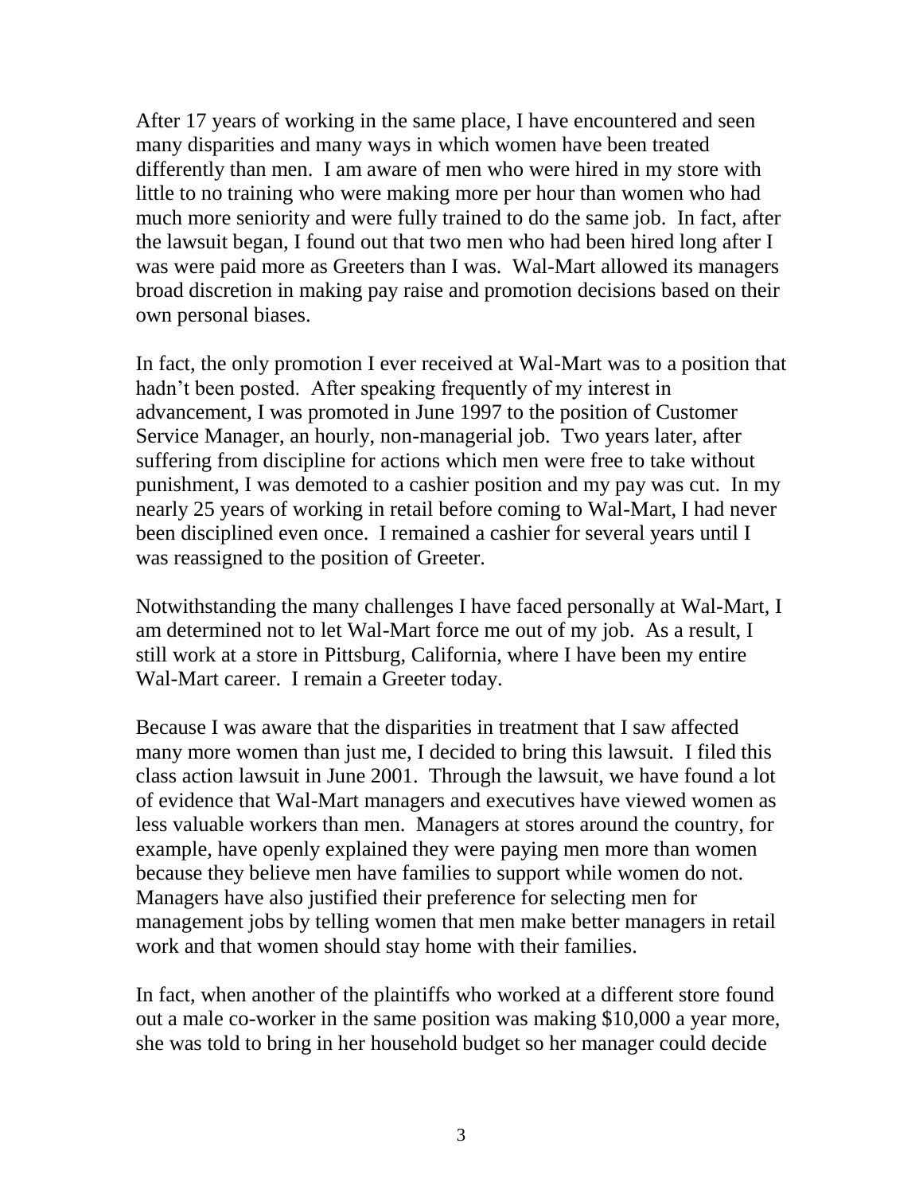After 17 years of working in the same place, I have encountered and seen many disparities and many ways in which women have been treated differently than men. I am aware of men who were hired in my store with little to no training who were making more per hour than women who had much more seniority and were fully trained to do the same job. In fact, after the lawsuit began, I found out that two men who had been hired long after I was were paid more as Greeters than I was. Wal-Mart allowed its managers broad discretion in making pay raise and promotion decisions based on their own personal biases.

In fact, the only promotion I ever received at Wal-Mart was to a position that hadn't been posted. After speaking frequently of my interest in advancement, I was promoted in June 1997 to the position of Customer Service Manager, an hourly, non-managerial job. Two years later, after suffering from discipline for actions which men were free to take without punishment, I was demoted to a cashier position and my pay was cut. In my nearly 25 years of working in retail before coming to Wal-Mart, I had never been disciplined even once. I remained a cashier for several years until I was reassigned to the position of Greeter.

Notwithstanding the many challenges I have faced personally at Wal-Mart, I am determined not to let Wal-Mart force me out of my job. As a result, I still work at a store in Pittsburg, California, where I have been my entire Wal-Mart career. I remain a Greeter today.

Because I was aware that the disparities in treatment that I saw affected many more women than just me, I decided to bring this lawsuit. I filed this class action lawsuit in June 2001. Through the lawsuit, we have found a lot of evidence that Wal-Mart managers and executives have viewed women as less valuable workers than men. Managers at stores around the country, for example, have openly explained they were paying men more than women because they believe men have families to support while women do not. Managers have also justified their preference for selecting men for management jobs by telling women that men make better managers in retail work and that women should stay home with their families.

In fact, when another of the plaintiffs who worked at a different store found out a male co-worker in the same position was making $10,000 a year more, she was told to bring in her household budget so her manager could decide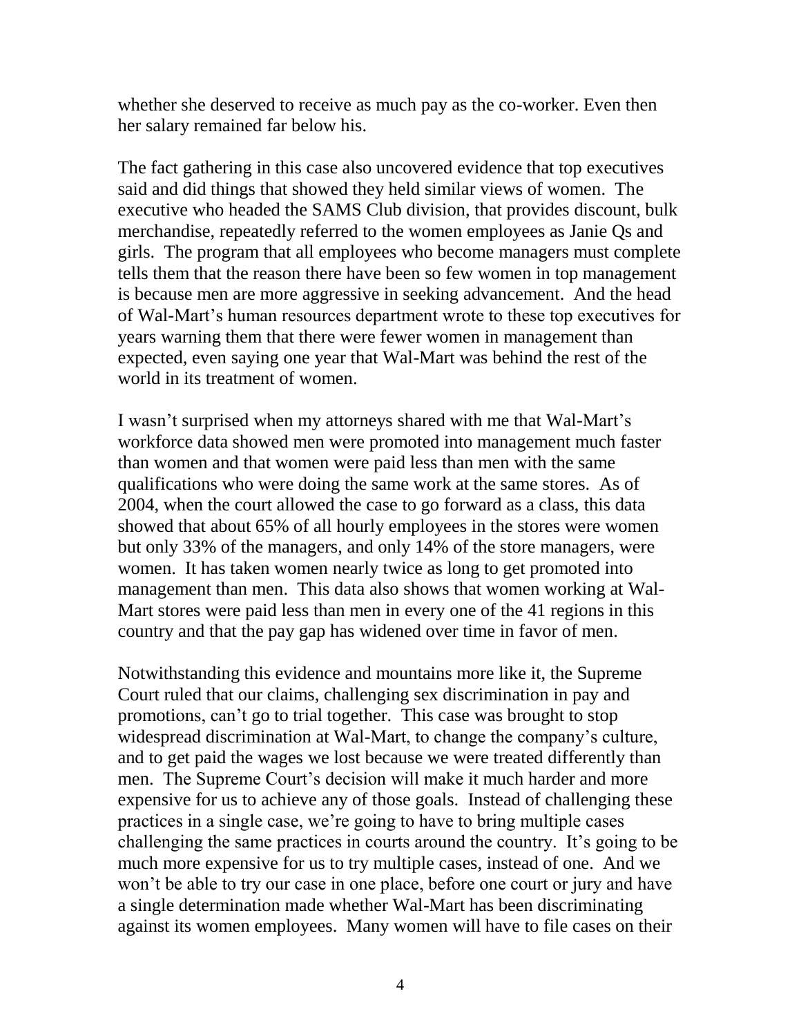whether she deserved to receive as much pay as the co-worker. Even then her salary remained far below his.

The fact gathering in this case also uncovered evidence that top executives said and did things that showed they held similar views of women. The executive who headed the SAMS Club division, that provides discount, bulk merchandise, repeatedly referred to the women employees as Janie Qs and girls. The program that all employees who become managers must complete tells them that the reason there have been so few women in top management is because men are more aggressive in seeking advancement. And the head of Wal-Mart's human resources department wrote to these top executives for years warning them that there were fewer women in management than expected, even saying one year that Wal-Mart was behind the rest of the world in its treatment of women.

I wasn't surprised when my attorneys shared with me that Wal-Mart's workforce data showed men were promoted into management much faster than women and that women were paid less than men with the same qualifications who were doing the same work at the same stores. As of 2004, when the court allowed the case to go forward as a class, this data showed that about 65% of all hourly employees in the stores were women but only 33% of the managers, and only 14% of the store managers, were women. It has taken women nearly twice as long to get promoted into management than men. This data also shows that women working at Wal-Mart stores were paid less than men in every one of the 41 regions in this country and that the pay gap has widened over time in favor of men.

Notwithstanding this evidence and mountains more like it, the Supreme Court ruled that our claims, challenging sex discrimination in pay and promotions, can't go to trial together. This case was brought to stop widespread discrimination at Wal-Mart, to change the company's culture, and to get paid the wages we lost because we were treated differently than men. The Supreme Court's decision will make it much harder and more expensive for us to achieve any of those goals. Instead of challenging these practices in a single case, we're going to have to bring multiple cases challenging the same practices in courts around the country. It's going to be much more expensive for us to try multiple cases, instead of one. And we won't be able to try our case in one place, before one court or jury and have a single determination made whether Wal-Mart has been discriminating against its women employees. Many women will have to file cases on their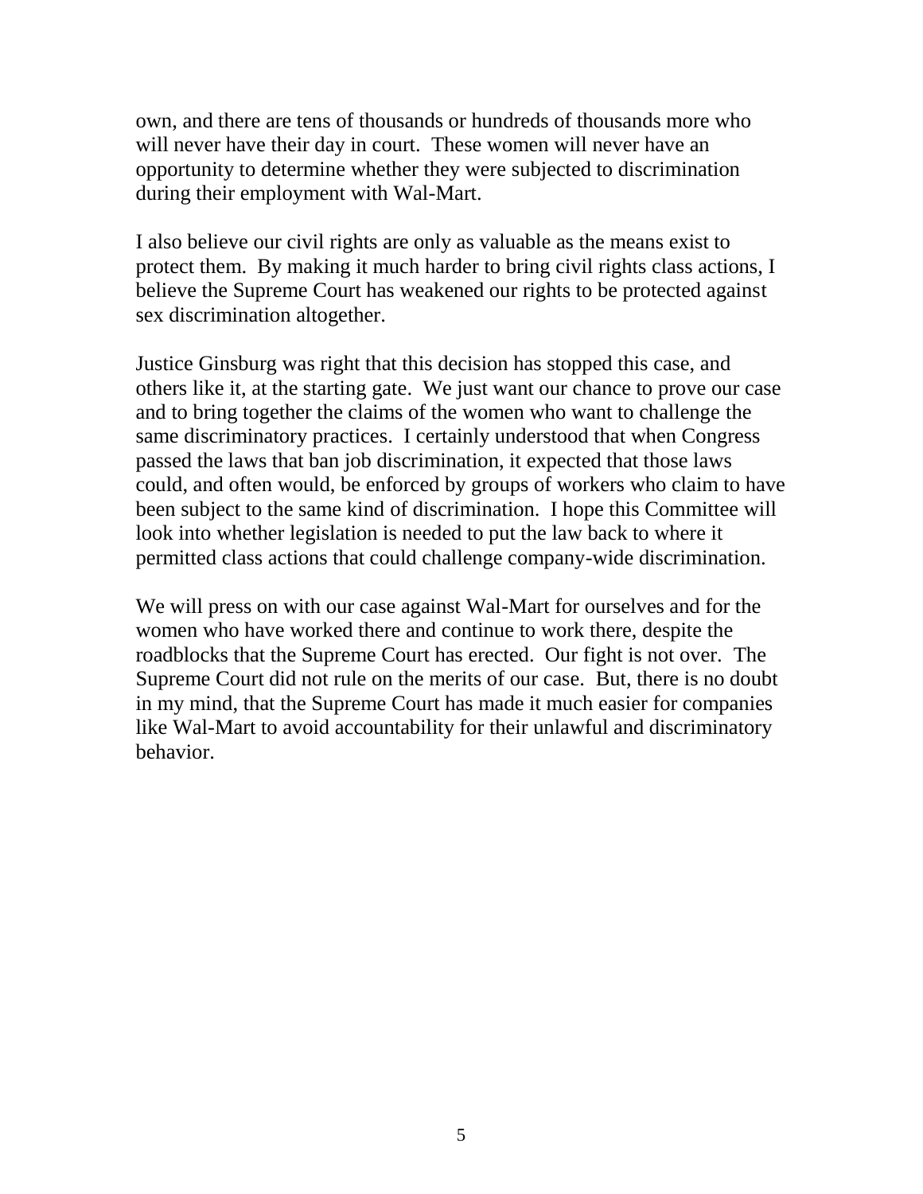own, and there are tens of thousands or hundreds of thousands more who will never have their day in court. These women will never have an opportunity to determine whether they were subjected to discrimination during their employment with Wal-Mart.

I also believe our civil rights are only as valuable as the means exist to protect them. By making it much harder to bring civil rights class actions, I believe the Supreme Court has weakened our rights to be protected against sex discrimination altogether.

Justice Ginsburg was right that this decision has stopped this case, and others like it, at the starting gate. We just want our chance to prove our case and to bring together the claims of the women who want to challenge the same discriminatory practices. I certainly understood that when Congress passed the laws that ban job discrimination, it expected that those laws could, and often would, be enforced by groups of workers who claim to have been subject to the same kind of discrimination. I hope this Committee will look into whether legislation is needed to put the law back to where it permitted class actions that could challenge company-wide discrimination.

We will press on with our case against Wal-Mart for ourselves and for the women who have worked there and continue to work there, despite the roadblocks that the Supreme Court has erected. Our fight is not over. The Supreme Court did not rule on the merits of our case. But, there is no doubt in my mind, that the Supreme Court has made it much easier for companies like Wal-Mart to avoid accountability for their unlawful and discriminatory behavior.